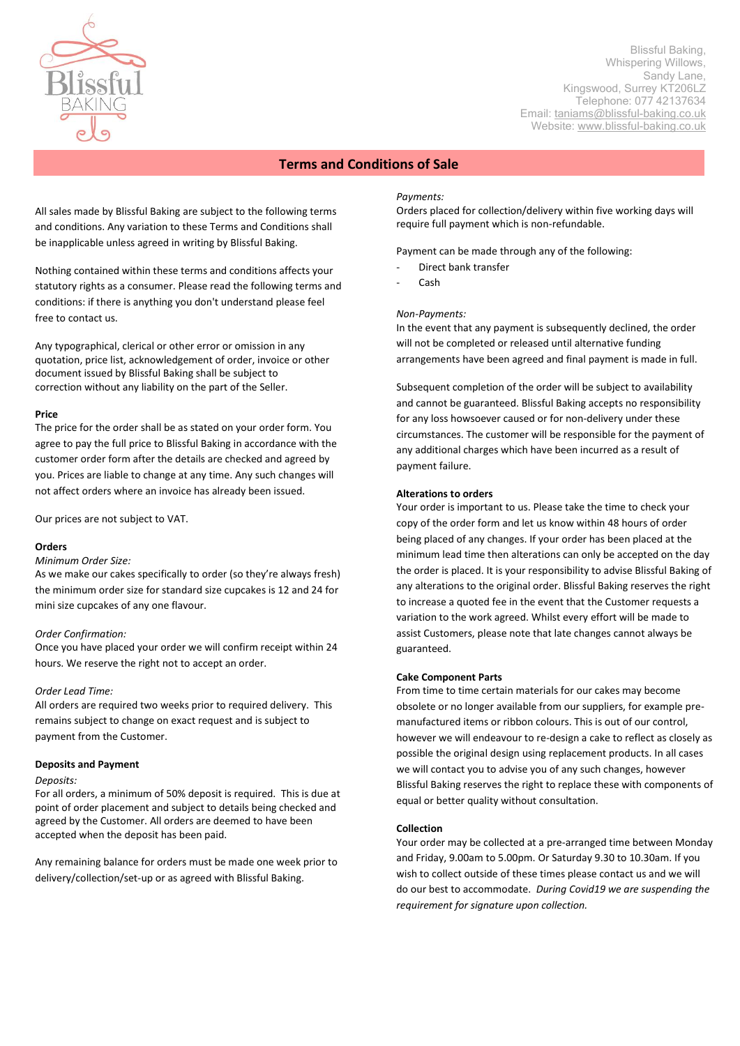Blissful Baking,
Whispering Willows,
Sandy Lane,
Kingswood, Surrey KT206LZ
Telephone: 077 42137634
Email: taniams@blissful-baking.co.uk
Website: www.blissful-baking.co.uk

# Terms and Conditions of Sale

All sales made by Blissful Baking are subject to the following terms and conditions. Any variation to these Terms and Conditions shall be inapplicable unless agreed in writing by Blissful Baking.

Nothing contained within these terms and conditions affects your statutory rights as a consumer. Please read the following terms and conditions: if there is anything you don't understand please feel free to contact us.

Any typographical, clerical or other error or omission in any quotation, price list, acknowledgement of order, invoice or other document issued by Blissful Baking shall be subject to correction without any liability on the part of the Seller.

**Price**

The price for the order shall be as stated on your order form. You agree to pay the full price to Blissful Baking in accordance with the customer order form after the details are checked and agreed by you. Prices are liable to change at any time. Any such changes will not affect orders where an invoice has already been issued.

Our prices are not subject to VAT.

**Orders**

*Minimum Order Size:*

As we make our cakes specifically to order (so they're always fresh) the minimum order size for standard size cupcakes is 12 and 24 for mini size cupcakes of any one flavour.

*Order Confirmation:*

Once you have placed your order we will confirm receipt within 24 hours. We reserve the right not to accept an order.

*Order Lead Time:*

All orders are required two weeks prior to required delivery. This remains subject to change on exact request and is subject to payment from the Customer.

**Deposits and Payment**

*Deposits:*

For all orders, a minimum of 50% deposit is required. This is due at point of order placement and subject to details being checked and agreed by the Customer. All orders are deemed to have been accepted when the deposit has been paid.

Any remaining balance for orders must be made one week prior to delivery/collection/set-up or as agreed with Blissful Baking.

*Payments:*

Orders placed for collection/delivery within five working days will require full payment which is non-refundable.

Payment can be made through any of the following:

- Direct bank transfer
- Cash

*Non-Payments:*

In the event that any payment is subsequently declined, the order will not be completed or released until alternative funding arrangements have been agreed and final payment is made in full.

Subsequent completion of the order will be subject to availability and cannot be guaranteed. Blissful Baking accepts no responsibility for any loss howsoever caused or for non-delivery under these circumstances. The customer will be responsible for the payment of any additional charges which have been incurred as a result of payment failure.

**Alterations to orders**

Your order is important to us. Please take the time to check your copy of the order form and let us know within 48 hours of order being placed of any changes. If your order has been placed at the minimum lead time then alterations can only be accepted on the day the order is placed. It is your responsibility to advise Blissful Baking of any alterations to the original order. Blissful Baking reserves the right to increase a quoted fee in the event that the Customer requests a variation to the work agreed. Whilst every effort will be made to assist Customers, please note that late changes cannot always be guaranteed.

**Cake Component Parts**

From time to time certain materials for our cakes may become obsolete or no longer available from our suppliers, for example pre-manufactured items or ribbon colours. This is out of our control, however we will endeavour to re-design a cake to reflect as closely as possible the original design using replacement products. In all cases we will contact you to advise you of any such changes, however Blissful Baking reserves the right to replace these with components of equal or better quality without consultation.

**Collection**

Your order may be collected at a pre-arranged time between Monday and Friday, 9.00am to 5.00pm. Or Saturday 9.30 to 10.30am. If you wish to collect outside of these times please contact us and we will do our best to accommodate. *During Covid19 we are suspending the requirement for signature upon collection.*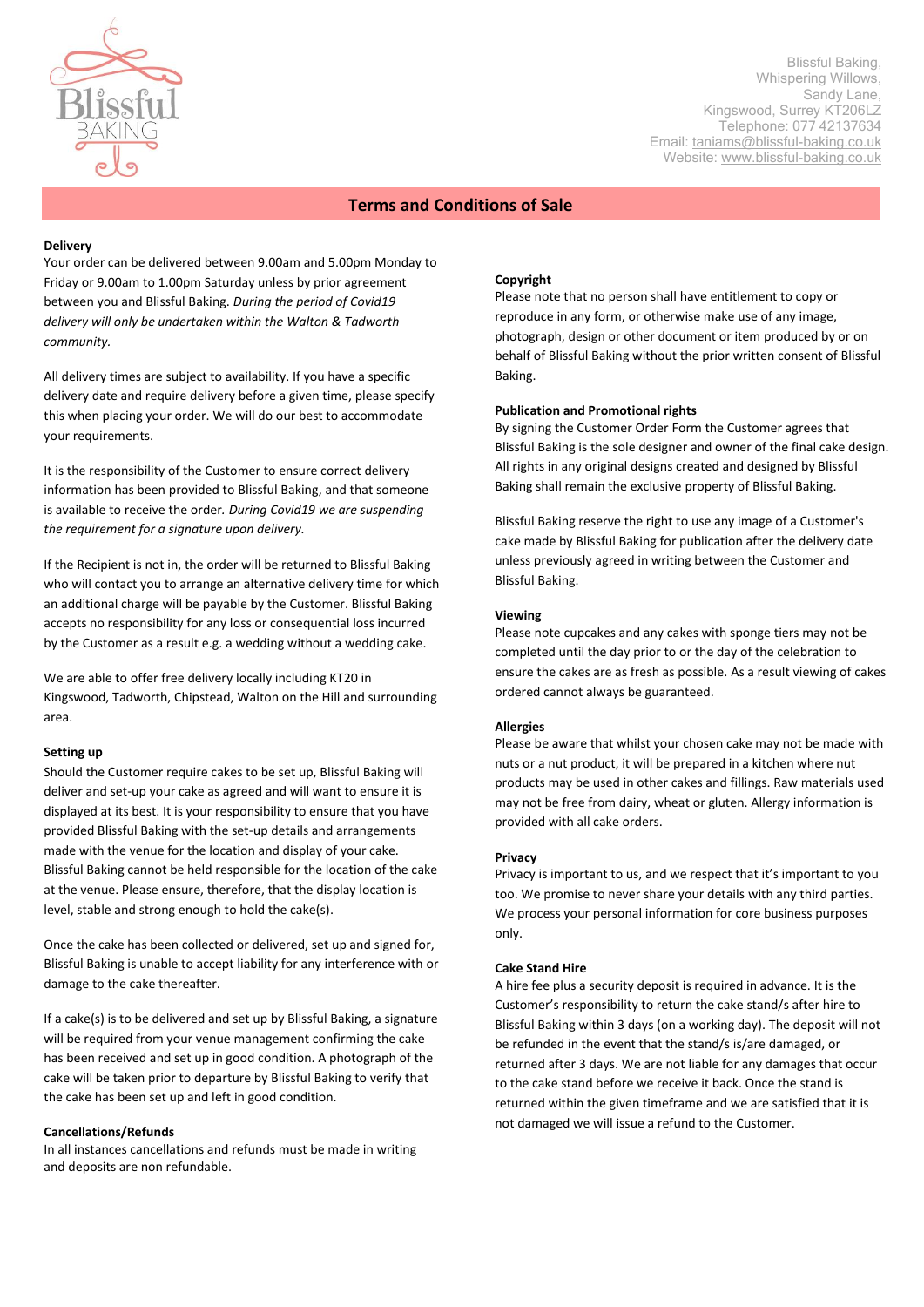Blissful Baking,
Whispering Willows,
Sandy Lane,
Kingswood, Surrey KT206LZ
Telephone: 077 42137634
Email: taniams@blissful-baking.co.uk
Website: www.blissful-baking.co.uk

## Terms and Conditions of Sale

**Delivery**

Your order can be delivered between 9.00am and 5.00pm Monday to Friday or 9.00am to 1.00pm Saturday unless by prior agreement between you and Blissful Baking. *During the period of Covid19 delivery will only be undertaken within the Walton & Tadworth community.*

All delivery times are subject to availability. If you have a specific delivery date and require delivery before a given time, please specify this when placing your order. We will do our best to accommodate your requirements.

It is the responsibility of the Customer to ensure correct delivery information has been provided to Blissful Baking, and that someone is available to receive the order. *During Covid19 we are suspending the requirement for a signature upon delivery.*

If the Recipient is not in, the order will be returned to Blissful Baking who will contact you to arrange an alternative delivery time for which an additional charge will be payable by the Customer. Blissful Baking accepts no responsibility for any loss or consequential loss incurred by the Customer as a result e.g. a wedding without a wedding cake.

We are able to offer free delivery locally including KT20 in Kingswood, Tadworth, Chipstead, Walton on the Hill and surrounding area.

**Setting up**

Should the Customer require cakes to be set up, Blissful Baking will deliver and set-up your cake as agreed and will want to ensure it is displayed at its best. It is your responsibility to ensure that you have provided Blissful Baking with the set-up details and arrangements made with the venue for the location and display of your cake. Blissful Baking cannot be held responsible for the location of the cake at the venue. Please ensure, therefore, that the display location is level, stable and strong enough to hold the cake(s).

Once the cake has been collected or delivered, set up and signed for, Blissful Baking is unable to accept liability for any interference with or damage to the cake thereafter.

If a cake(s) is to be delivered and set up by Blissful Baking, a signature will be required from your venue management confirming the cake has been received and set up in good condition. A photograph of the cake will be taken prior to departure by Blissful Baking to verify that the cake has been set up and left in good condition.

**Cancellations/Refunds**

In all instances cancellations and refunds must be made in writing and deposits are non refundable.

**Copyright**

Please note that no person shall have entitlement to copy or reproduce in any form, or otherwise make use of any image, photograph, design or other document or item produced by or on behalf of Blissful Baking without the prior written consent of Blissful Baking.

**Publication and Promotional rights**

By signing the Customer Order Form the Customer agrees that Blissful Baking is the sole designer and owner of the final cake design. All rights in any original designs created and designed by Blissful Baking shall remain the exclusive property of Blissful Baking.

Blissful Baking reserve the right to use any image of a Customer's cake made by Blissful Baking for publication after the delivery date unless previously agreed in writing between the Customer and Blissful Baking.

**Viewing**

Please note cupcakes and any cakes with sponge tiers may not be completed until the day prior to or the day of the celebration to ensure the cakes are as fresh as possible. As a result viewing of cakes ordered cannot always be guaranteed.

**Allergies**

Please be aware that whilst your chosen cake may not be made with nuts or a nut product, it will be prepared in a kitchen where nut products may be used in other cakes and fillings. Raw materials used may not be free from dairy, wheat or gluten. Allergy information is provided with all cake orders.

**Privacy**

Privacy is important to us, and we respect that it's important to you too. We promise to never share your details with any third parties. We process your personal information for core business purposes only.

**Cake Stand Hire**

A hire fee plus a security deposit is required in advance. It is the Customer's responsibility to return the cake stand/s after hire to Blissful Baking within 3 days (on a working day). The deposit will not be refunded in the event that the stand/s is/are damaged, or returned after 3 days. We are not liable for any damages that occur to the cake stand before we receive it back. Once the stand is returned within the given timeframe and we are satisfied that it is not damaged we will issue a refund to the Customer.